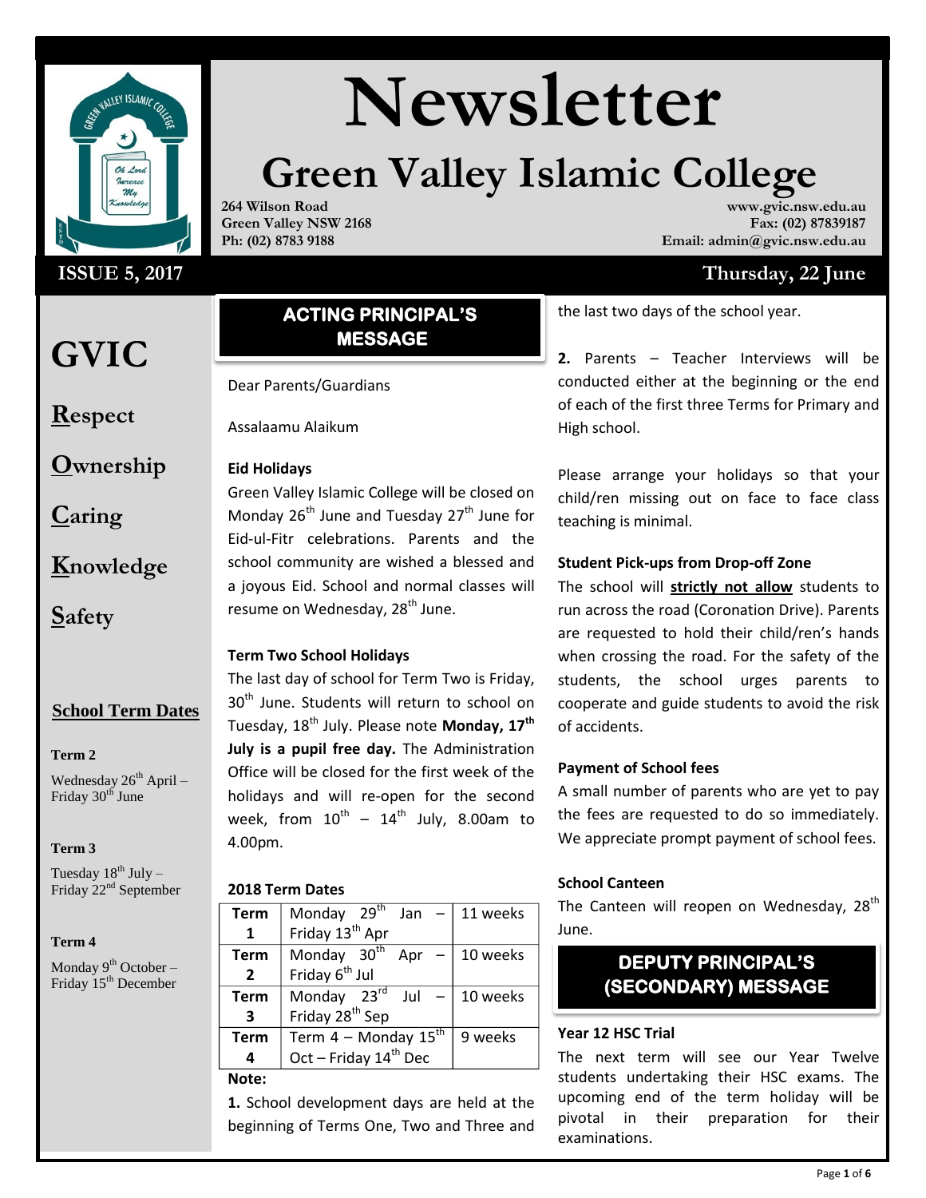# Newsletter

## Green Valley Islamic College

264 Wilson Road
Green Valley NSW 2168
Ph: (02) 8783 9188

www.gvic.nsw.edu.au
Fax: (02) 87839187
Email: admin@gvic.nsw.edu.au

**ISSUE 5, 2017** — **Thursday, 22 June**

# GVIC

**R**espect

**O**wnership

**C**aring

**K**nowledge

**S**afety

### School Term Dates

**Term 2**

Wednesday 26th April – Friday 30th June

**Term 3**

Tuesday 18th July – Friday 22nd September

**Term 4**

Monday 9th October – Friday 15th December

## ACTING PRINCIPAL'S MESSAGE

Dear Parents/Guardians

Assalaamu Alaikum

**Eid Holidays**

Green Valley Islamic College will be closed on Monday 26th June and Tuesday 27th June for Eid-ul-Fitr celebrations. Parents and the school community are wished a blessed and a joyous Eid. School and normal classes will resume on Wednesday, 28th June.

**Term Two School Holidays**

The last day of school for Term Two is Friday, 30th June. Students will return to school on Tuesday, 18th July. Please note **Monday, 17th July is a pupil free day.** The Administration Office will be closed for the first week of the holidays and will re-open for the second week, from 10th – 14th July, 8.00am to 4.00pm.

**2018 Term Dates**

| Term | Dates | Weeks |
|---|---|---|
| Term 1 | Monday 29th Jan – Friday 13th Apr | 11 weeks |
| Term 2 | Monday 30th Apr – Friday 6th Jul | 10 weeks |
| Term 3 | Monday 23rd Jul – Friday 28th Sep | 10 weeks |
| Term 4 | Term 4 – Monday 15th Oct – Friday 14th Dec | 9 weeks |

**Note:**

**1.** School development days are held at the beginning of Terms One, Two and Three and the last two days of the school year.

**2.** Parents – Teacher Interviews will be conducted either at the beginning or the end of each of the first three Terms for Primary and High school.

Please arrange your holidays so that your child/ren missing out on face to face class teaching is minimal.

**Student Pick-ups from Drop-off Zone**

The school will **strictly not allow** students to run across the road (Coronation Drive). Parents are requested to hold their child/ren's hands when crossing the road. For the safety of the students, the school urges parents to cooperate and guide students to avoid the risk of accidents.

**Payment of School fees**

A small number of parents who are yet to pay the fees are requested to do so immediately. We appreciate prompt payment of school fees.

**School Canteen**

The Canteen will reopen on Wednesday, 28th June.

## DEPUTY PRINCIPAL'S (SECONDARY) MESSAGE

**Year 12 HSC Trial**

The next term will see our Year Twelve students undertaking their HSC exams. The upcoming end of the term holiday will be pivotal in their preparation for their examinations.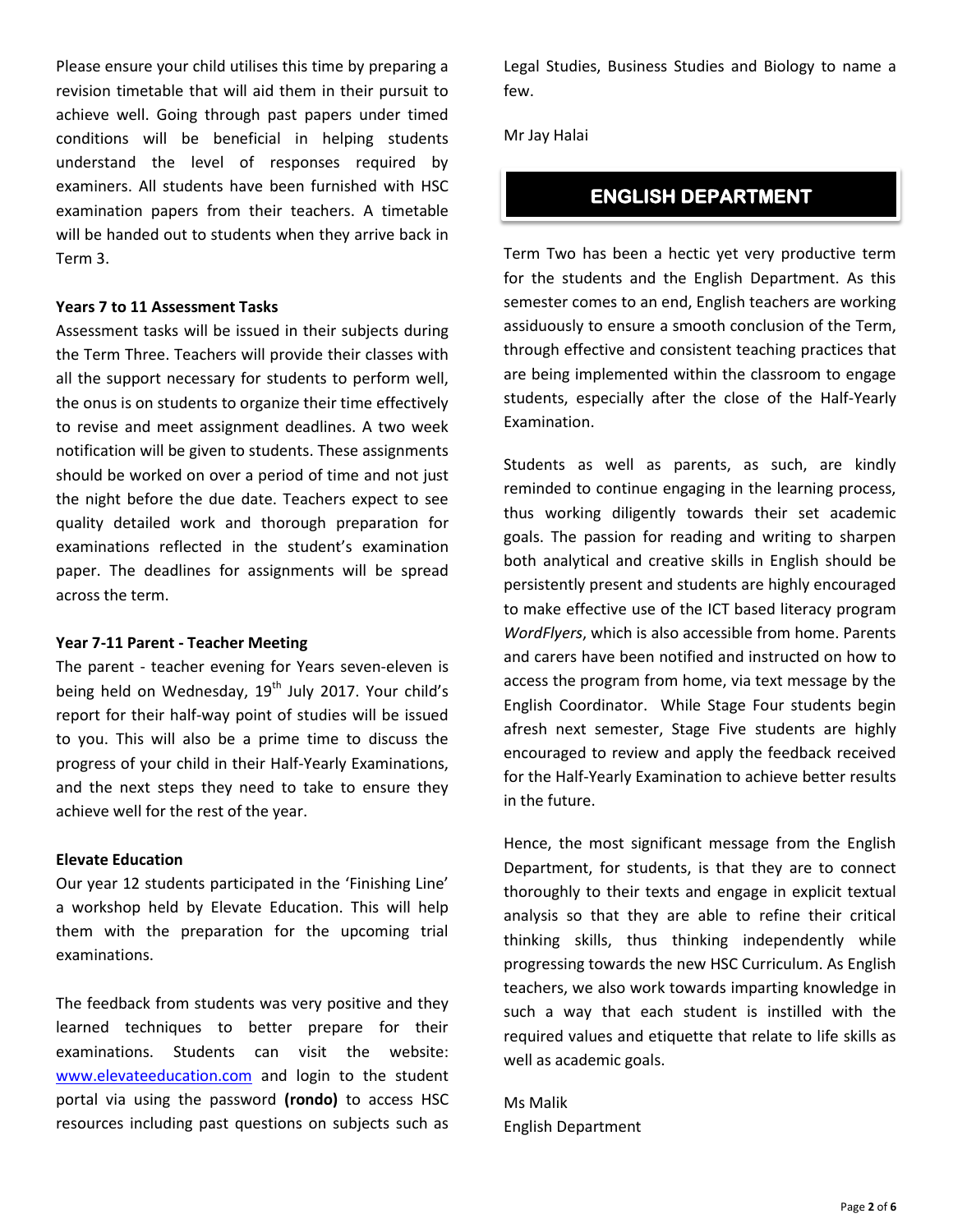Please ensure your child utilises this time by preparing a revision timetable that will aid them in their pursuit to achieve well. Going through past papers under timed conditions will be beneficial in helping students understand the level of responses required by examiners. All students have been furnished with HSC examination papers from their teachers. A timetable will be handed out to students when they arrive back in Term 3.

**Years 7 to 11 Assessment Tasks**

Assessment tasks will be issued in their subjects during the Term Three. Teachers will provide their classes with all the support necessary for students to perform well, the onus is on students to organize their time effectively to revise and meet assignment deadlines. A two week notification will be given to students. These assignments should be worked on over a period of time and not just the night before the due date. Teachers expect to see quality detailed work and thorough preparation for examinations reflected in the student's examination paper. The deadlines for assignments will be spread across the term.

**Year 7-11 Parent - Teacher Meeting**

The parent - teacher evening for Years seven-eleven is being held on Wednesday, 19th July 2017. Your child's report for their half-way point of studies will be issued to you. This will also be a prime time to discuss the progress of your child in their Half-Yearly Examinations, and the next steps they need to take to ensure they achieve well for the rest of the year.

**Elevate Education**

Our year 12 students participated in the 'Finishing Line' a workshop held by Elevate Education. This will help them with the preparation for the upcoming trial examinations.

The feedback from students was very positive and they learned techniques to better prepare for their examinations. Students can visit the website: www.elevateeducation.com and login to the student portal via using the password **(rondo)** to access HSC resources including past questions on subjects such as Legal Studies, Business Studies and Biology to name a few.

Mr Jay Halai

## ENGLISH DEPARTMENT

Term Two has been a hectic yet very productive term for the students and the English Department. As this semester comes to an end, English teachers are working assiduously to ensure a smooth conclusion of the Term, through effective and consistent teaching practices that are being implemented within the classroom to engage students, especially after the close of the Half-Yearly Examination.

Students as well as parents, as such, are kindly reminded to continue engaging in the learning process, thus working diligently towards their set academic goals. The passion for reading and writing to sharpen both analytical and creative skills in English should be persistently present and students are highly encouraged to make effective use of the ICT based literacy program *WordFlyers*, which is also accessible from home. Parents and carers have been notified and instructed on how to access the program from home, via text message by the English Coordinator. While Stage Four students begin afresh next semester, Stage Five students are highly encouraged to review and apply the feedback received for the Half-Yearly Examination to achieve better results in the future.

Hence, the most significant message from the English Department, for students, is that they are to connect thoroughly to their texts and engage in explicit textual analysis so that they are able to refine their critical thinking skills, thus thinking independently while progressing towards the new HSC Curriculum. As English teachers, we also work towards imparting knowledge in such a way that each student is instilled with the required values and etiquette that relate to life skills as well as academic goals.

Ms Malik
English Department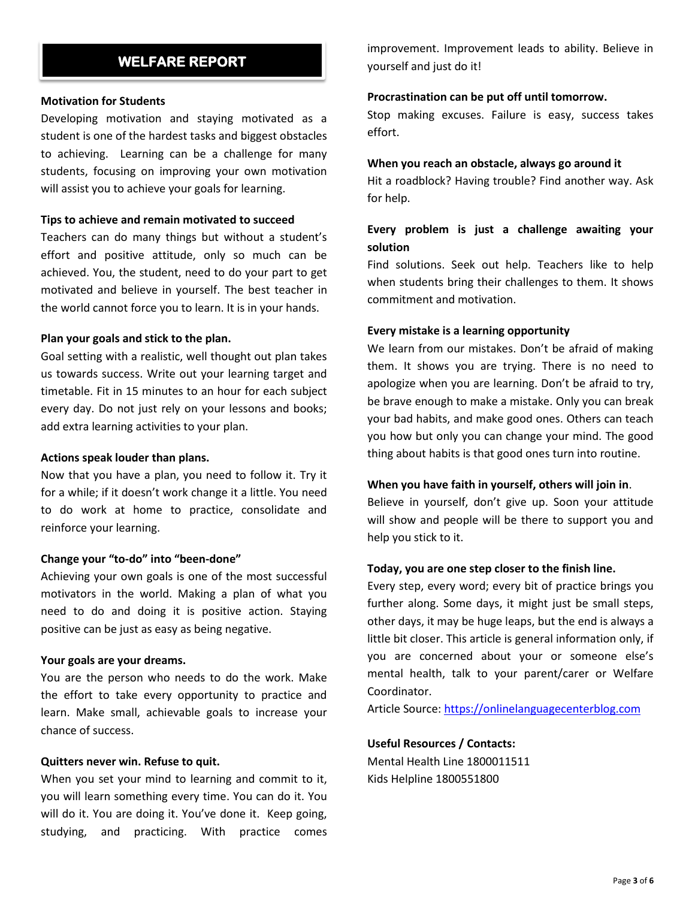# WELFARE REPORT

**Motivation for Students**

Developing motivation and staying motivated as a student is one of the hardest tasks and biggest obstacles to achieving. Learning can be a challenge for many students, focusing on improving your own motivation will assist you to achieve your goals for learning.

**Tips to achieve and remain motivated to succeed**

Teachers can do many things but without a student's effort and positive attitude, only so much can be achieved. You, the student, need to do your part to get motivated and believe in yourself. The best teacher in the world cannot force you to learn. It is in your hands.

**Plan your goals and stick to the plan.**

Goal setting with a realistic, well thought out plan takes us towards success. Write out your learning target and timetable. Fit in 15 minutes to an hour for each subject every day. Do not just rely on your lessons and books; add extra learning activities to your plan.

**Actions speak louder than plans.**

Now that you have a plan, you need to follow it. Try it for a while; if it doesn't work change it a little. You need to do work at home to practice, consolidate and reinforce your learning.

**Change your "to-do" into "been-done"**

Achieving your own goals is one of the most successful motivators in the world. Making a plan of what you need to do and doing it is positive action. Staying positive can be just as easy as being negative.

**Your goals are your dreams.**

You are the person who needs to do the work. Make the effort to take every opportunity to practice and learn. Make small, achievable goals to increase your chance of success.

**Quitters never win. Refuse to quit.**

When you set your mind to learning and commit to it, you will learn something every time. You can do it. You will do it. You are doing it. You've done it. Keep going, studying, and practicing. With practice comes improvement. Improvement leads to ability. Believe in yourself and just do it!

**Procrastination can be put off until tomorrow.**

Stop making excuses. Failure is easy, success takes effort.

**When you reach an obstacle, always go around it**

Hit a roadblock? Having trouble? Find another way. Ask for help.

**Every problem is just a challenge awaiting your solution**

Find solutions. Seek out help. Teachers like to help when students bring their challenges to them. It shows commitment and motivation.

**Every mistake is a learning opportunity**

We learn from our mistakes. Don't be afraid of making them. It shows you are trying. There is no need to apologize when you are learning. Don't be afraid to try, be brave enough to make a mistake. Only you can break your bad habits, and make good ones. Others can teach you how but only you can change your mind. The good thing about habits is that good ones turn into routine.

**When you have faith in yourself, others will join in**.

Believe in yourself, don't give up. Soon your attitude will show and people will be there to support you and help you stick to it.

**Today, you are one step closer to the finish line.**

Every step, every word; every bit of practice brings you further along. Some days, it might just be small steps, other days, it may be huge leaps, but the end is always a little bit closer. This article is general information only, if you are concerned about your or someone else's mental health, talk to your parent/carer or Welfare Coordinator.

Article Source: https://onlinelanguagecenterblog.com

**Useful Resources / Contacts:**

Mental Health Line 1800011511

Kids Helpline 1800551800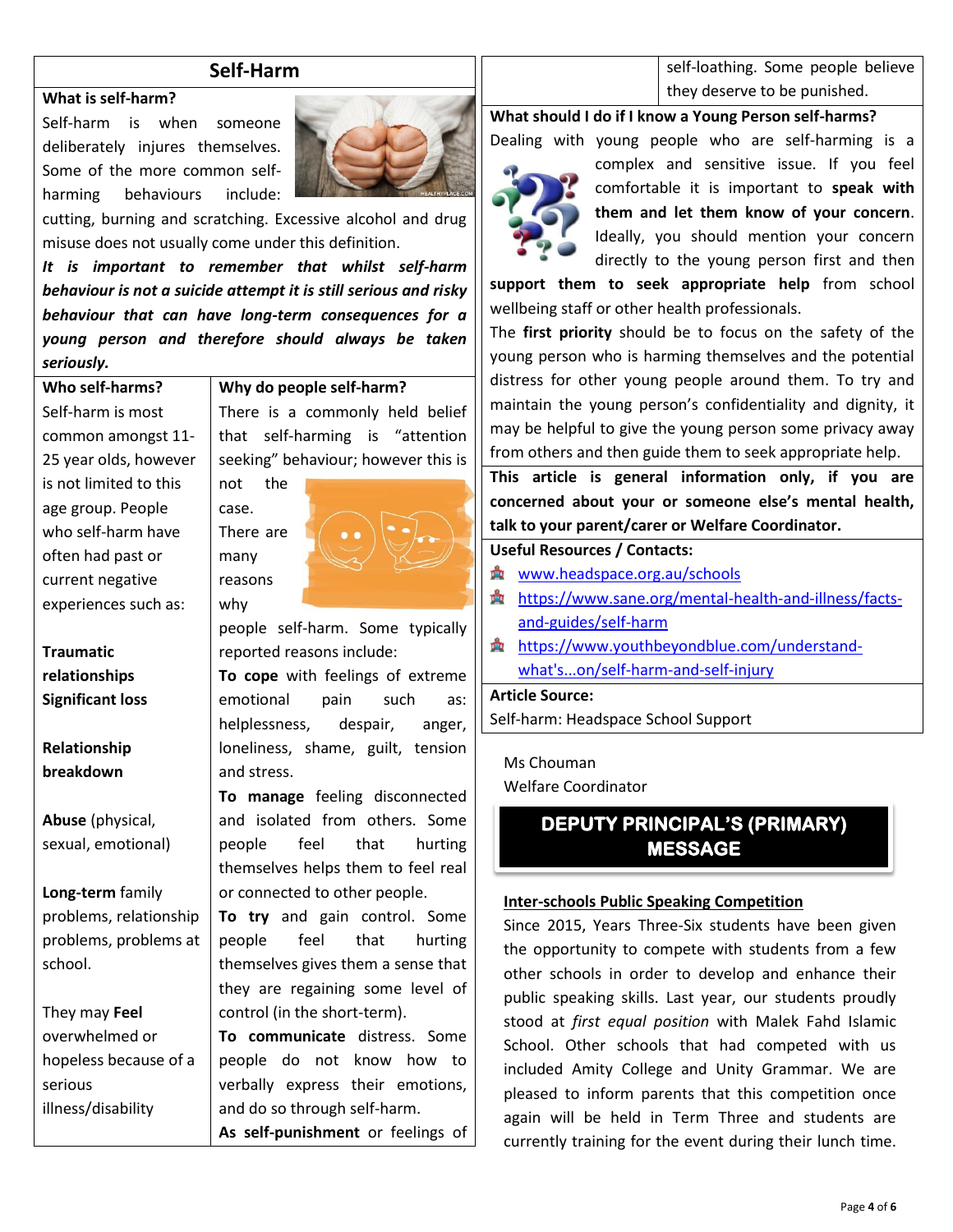## Self-Harm

**What is self-harm?**

Self-harm is when someone deliberately injures themselves. Some of the more common self-harming behaviours include: cutting, burning and scratching. Excessive alcohol and drug misuse does not usually come under this definition.

***It is important to remember that whilst self-harm behaviour is not a suicide attempt it is still serious and risky behaviour that can have long-term consequences for a young person and therefore should always be taken seriously.***

**Who self-harms?**

Self-harm is most common amongst 11-25 year olds, however is not limited to this age group. People who self-harm have often had past or current negative experiences such as:

**Traumatic relationships**
**Significant loss**

**Relationship breakdown**

**Abuse** (physical, sexual, emotional)

**Long-term** family problems, relationship problems, problems at school.

They may **Feel** overwhelmed or hopeless because of a serious illness/disability

**Why do people self-harm?**

There is a commonly held belief that self-harming is "attention seeking" behaviour; however this is not the case.

There are many reasons why people self-harm. Some typically reported reasons include:

**To cope** with feelings of extreme emotional pain such as: helplessness, despair, anger, loneliness, shame, guilt, tension and stress.

**To manage** feeling disconnected and isolated from others. Some people feel that hurting themselves helps them to feel real or connected to other people.

**To try** and gain control. Some people feel that hurting themselves gives them a sense that they are regaining some level of control (in the short-term).

**To communicate** distress. Some people do not know how to verbally express their emotions, and do so through self-harm.

**As self-punishment** or feelings of self-loathing. Some people believe they deserve to be punished.

**What should I do if I know a Young Person self-harms?**

Dealing with young people who are self-harming is a complex and sensitive issue. If you feel comfortable it is important to **speak with them and let them know of your concern**. Ideally, you should mention your concern directly to the young person first and then **support them to seek appropriate help** from school wellbeing staff or other health professionals.

The **first priority** should be to focus on the safety of the young person who is harming themselves and the potential distress for other young people around them. To try and maintain the young person's confidentiality and dignity, it may be helpful to give the young person some privacy away from others and then guide them to seek appropriate help.

**This article is general information only, if you are concerned about your or someone else's mental health, talk to your parent/carer or Welfare Coordinator.**

**Useful Resources / Contacts:**

- www.headspace.org.au/schools
- https://www.sane.org/mental-health-and-illness/facts-and-guides/self-harm
- https://www.youthbeyondblue.com/understand-what's...on/self-harm-and-self-injury

**Article Source:**
Self-harm: Headspace School Support

Ms Chouman
Welfare Coordinator

## DEPUTY PRINCIPAL'S (PRIMARY) MESSAGE

**Inter-schools Public Speaking Competition**

Since 2015, Years Three-Six students have been given the opportunity to compete with students from a few other schools in order to develop and enhance their public speaking skills. Last year, our students proudly stood at *first equal position* with Malek Fahd Islamic School. Other schools that had competed with us included Amity College and Unity Grammar. We are pleased to inform parents that this competition once again will be held in Term Three and students are currently training for the event during their lunch time.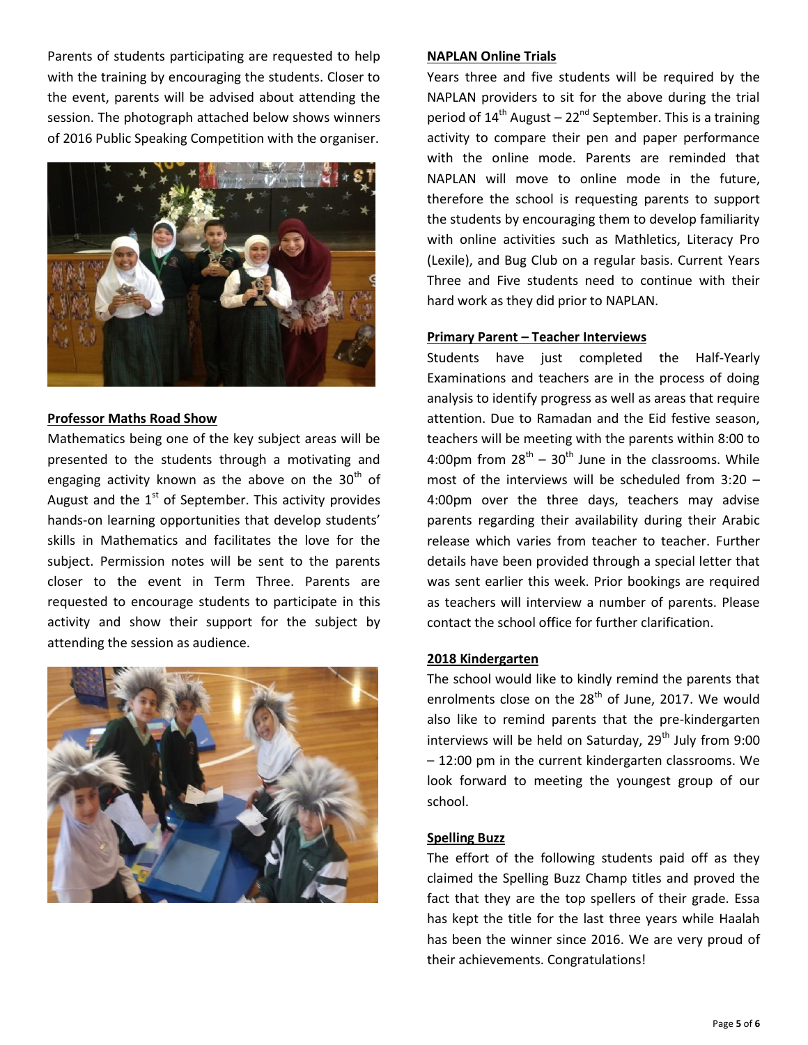Parents of students participating are requested to help with the training by encouraging the students. Closer to the event, parents will be advised about attending the session. The photograph attached below shows winners of 2016 Public Speaking Competition with the organiser.

### Professor Maths Road Show

Mathematics being one of the key subject areas will be presented to the students through a motivating and engaging activity known as the above on the 30th of August and the 1st of September. This activity provides hands-on learning opportunities that develop students' skills in Mathematics and facilitates the love for the subject. Permission notes will be sent to the parents closer to the event in Term Three. Parents are requested to encourage students to participate in this activity and show their support for the subject by attending the session as audience.

### NAPLAN Online Trials

Years three and five students will be required by the NAPLAN providers to sit for the above during the trial period of 14th August – 22nd September. This is a training activity to compare their pen and paper performance with the online mode. Parents are reminded that NAPLAN will move to online mode in the future, therefore the school is requesting parents to support the students by encouraging them to develop familiarity with online activities such as Mathletics, Literacy Pro (Lexile), and Bug Club on a regular basis. Current Years Three and Five students need to continue with their hard work as they did prior to NAPLAN.

### Primary Parent – Teacher Interviews

Students have just completed the Half-Yearly Examinations and teachers are in the process of doing analysis to identify progress as well as areas that require attention. Due to Ramadan and the Eid festive season, teachers will be meeting with the parents within 8:00 to 4:00pm from 28th – 30th June in the classrooms. While most of the interviews will be scheduled from 3:20 – 4:00pm over the three days, teachers may advise parents regarding their availability during their Arabic release which varies from teacher to teacher. Further details have been provided through a special letter that was sent earlier this week. Prior bookings are required as teachers will interview a number of parents. Please contact the school office for further clarification.

### 2018 Kindergarten

The school would like to kindly remind the parents that enrolments close on the 28th of June, 2017. We would also like to remind parents that the pre-kindergarten interviews will be held on Saturday, 29th July from 9:00 – 12:00 pm in the current kindergarten classrooms. We look forward to meeting the youngest group of our school.

### Spelling Buzz

The effort of the following students paid off as they claimed the Spelling Buzz Champ titles and proved the fact that they are the top spellers of their grade. Essa has kept the title for the last three years while Haalah has been the winner since 2016. We are very proud of their achievements. Congratulations!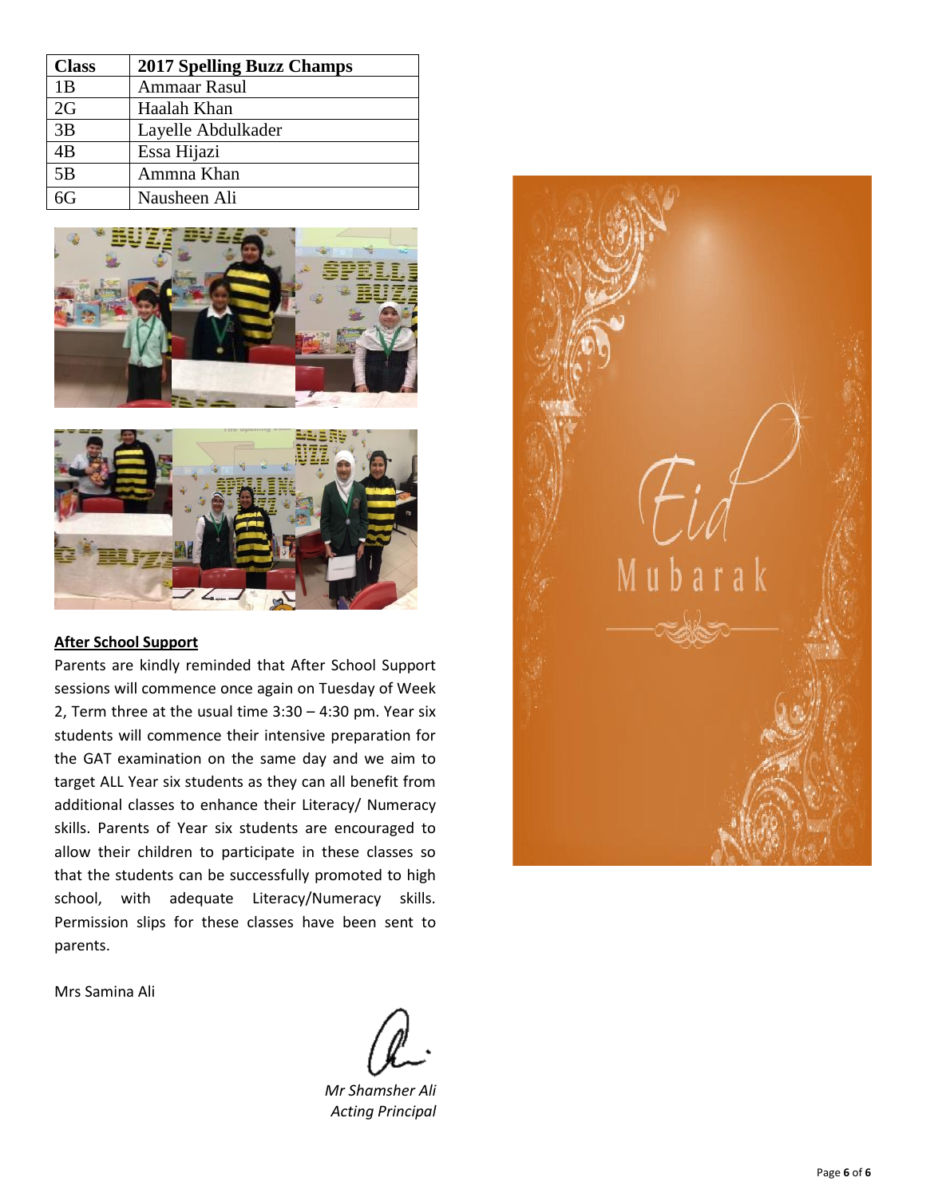| Class | 2017 Spelling Buzz Champs |
|---|---|
| 1B | Ammaar Rasul |
| 2G | Haalah Khan |
| 3B | Layelle Abdulkader |
| 4B | Essa Hijazi |
| 5B | Ammna Khan |
| 6G | Nausheen Ali |

**After School Support**

Parents are kindly reminded that After School Support sessions will commence once again on Tuesday of Week 2, Term three at the usual time 3:30 – 4:30 pm. Year six students will commence their intensive preparation for the GAT examination on the same day and we aim to target ALL Year six students as they can all benefit from additional classes to enhance their Literacy/ Numeracy skills. Parents of Year six students are encouraged to allow their children to participate in these classes so that the students can be successfully promoted to high school, with adequate Literacy/Numeracy skills. Permission slips for these classes have been sent to parents.

Mrs Samina Ali

*Mr Shamsher Ali*
*Acting Principal*

Eid Mubarak